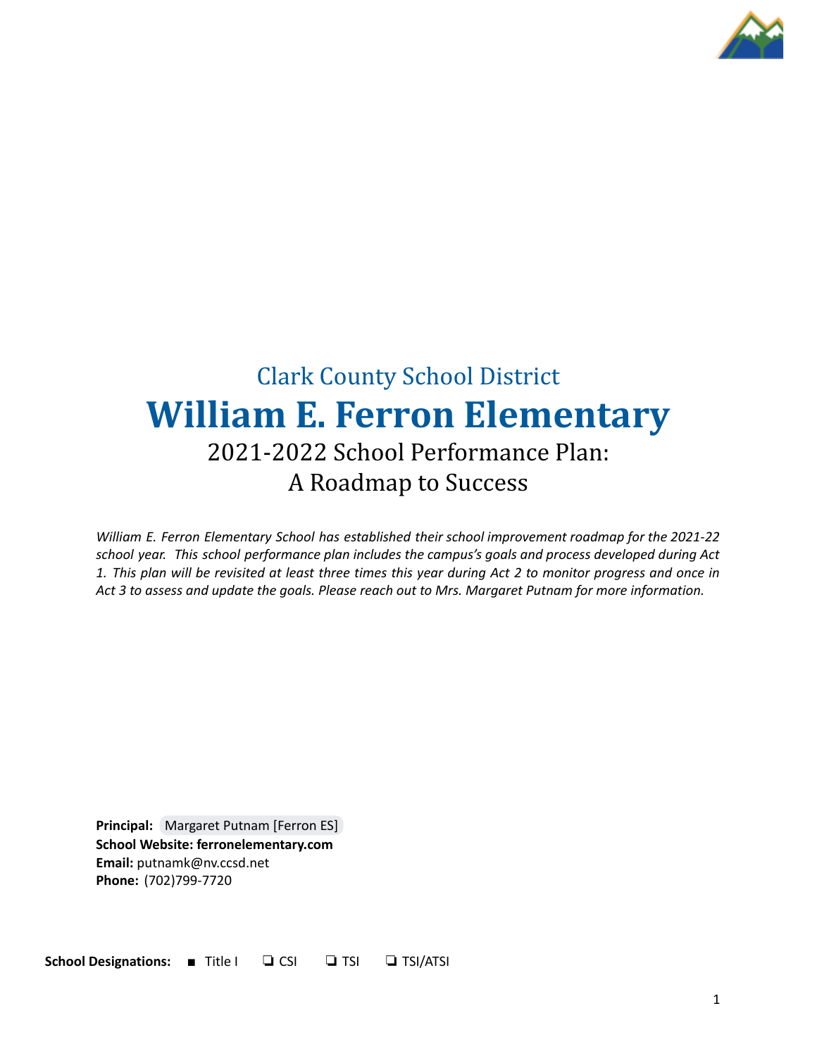Clark County School District

# William E. Ferron Elementary

## 2021-2022 School Performance Plan: A Roadmap to Success

*William E. Ferron Elementary School has established their school improvement roadmap for the 2021-22 school year. This school performance plan includes the campus's goals and process developed during Act 1. This plan will be revisited at least three times this year during Act 2 to monitor progress and once in Act 3 to assess and update the goals. Please reach out to Mrs. Margaret Putnam for more information.*

**Principal:** Margaret Putnam [Ferron ES]
**School Website: ferronelementary.com**
**Email:** putnamk@nv.ccsd.net
**Phone:** (702)799-7720

**School Designations:** ■ Title I ❏ CSI ❏ TSI ❏ TSI/ATSI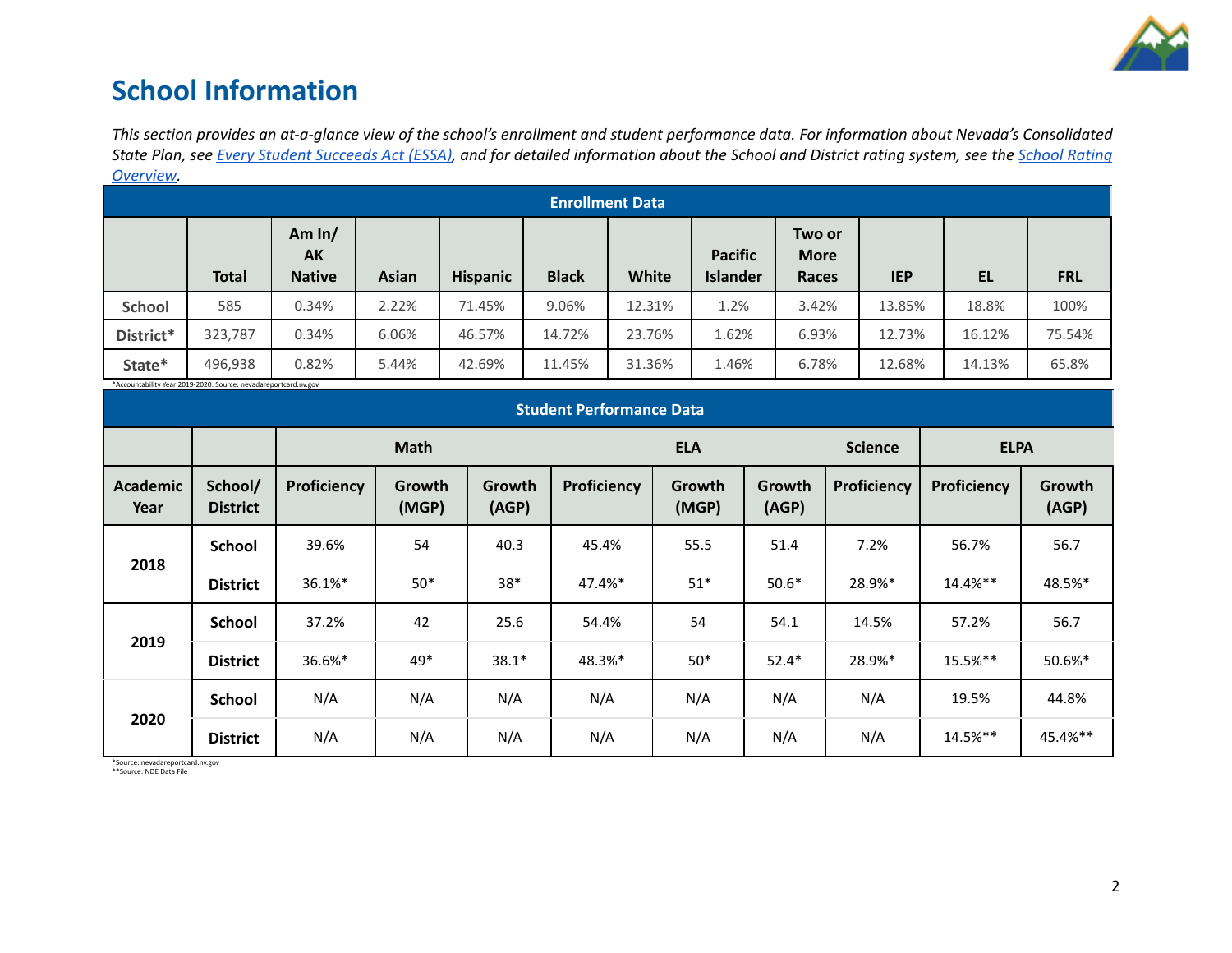# School Information

*This section provides an at-a-glance view of the school's enrollment and student performance data. For information about Nevada's Consolidated State Plan, see [Every Student Succeeds Act (ESSA)](), and for detailed information about the School and District rating system, see the [School Rating Overview]().*

| Enrollment Data | | | | | | | | | | | |
|---|---|---|---|---|---|---|---|---|---|---|---|
| | Total | Am In/ AK Native | Asian | Hispanic | Black | White | Pacific Islander | Two or More Races | IEP | EL | FRL |
| School | 585 | 0.34% | 2.22% | 71.45% | 9.06% | 12.31% | 1.2% | 3.42% | 13.85% | 18.8% | 100% |
| District* | 323,787 | 0.34% | 6.06% | 46.57% | 14.72% | 23.76% | 1.62% | 6.93% | 12.73% | 16.12% | 75.54% |
| State* | 496,938 | 0.82% | 5.44% | 42.69% | 11.45% | 31.36% | 1.46% | 6.78% | 12.68% | 14.13% | 65.8% |

*Accountability Year 2019-2020. Source: nevadareportcard.nv.gov

| Student Performance Data | | | | | | | | | | |
|---|---|---|---|---|---|---|---|---|---|---|
| | | Math | | | ELA | | | Science | ELPA | |
| Academic Year | School/ District | Proficiency | Growth (MGP) | Growth (AGP) | Proficiency | Growth (MGP) | Growth (AGP) | Proficiency | Proficiency | Growth (AGP) |
| 2018 | School | 39.6% | 54 | 40.3 | 45.4% | 55.5 | 51.4 | 7.2% | 56.7% | 56.7 |
| | District | 36.1%* | 50* | 38* | 47.4%* | 51* | 50.6* | 28.9%* | 14.4%** | 48.5%* |
| 2019 | School | 37.2% | 42 | 25.6 | 54.4% | 54 | 54.1 | 14.5% | 57.2% | 56.7 |
| | District | 36.6%* | 49* | 38.1* | 48.3%* | 50* | 52.4* | 28.9%* | 15.5%** | 50.6%* |
| 2020 | School | N/A | N/A | N/A | N/A | N/A | N/A | N/A | 19.5% | 44.8% |
| | District | N/A | N/A | N/A | N/A | N/A | N/A | N/A | 14.5%** | 45.4%** |

*Source: nevadareportcard.nv.gov
**Source: NDE Data File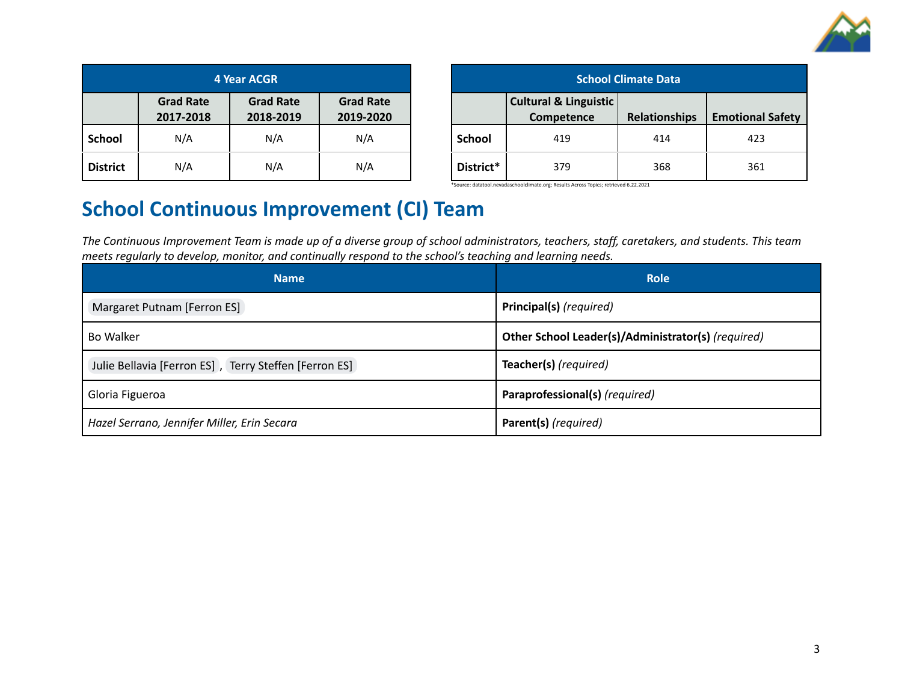| 4 Year ACGR | | | |
|---|---|---|---|
| | Grad Rate 2017-2018 | Grad Rate 2018-2019 | Grad Rate 2019-2020 |
| **School** | N/A | N/A | N/A |
| **District** | N/A | N/A | N/A |

| School Climate Data | | | |
|---|---|---|---|
| | Cultural & Linguistic Competence | Relationships | Emotional Safety |
| **School** | 419 | 414 | 423 |
| **District*** | 379 | 368 | 361 |

*Source: datatool.nevadaschoolclimate.org; Results Across Topics; retrieved 6.22.2021

# School Continuous Improvement (CI) Team

*The Continuous Improvement Team is made up of a diverse group of school administrators, teachers, staff, caretakers, and students. This team meets regularly to develop, monitor, and continually respond to the school's teaching and learning needs.*

| Name | Role |
|---|---|
| Margaret Putnam [Ferron ES] | **Principal(s)** *(required)* |
| Bo Walker | **Other School Leader(s)/Administrator(s)** *(required)* |
| Julie Bellavia [Ferron ES] , Terry Steffen [Ferron ES] | **Teacher(s)** *(required)* |
| Gloria Figueroa | **Paraprofessional(s)** *(required)* |
| *Hazel Serrano, Jennifer Miller, Erin Secara* | **Parent(s)** *(required)* |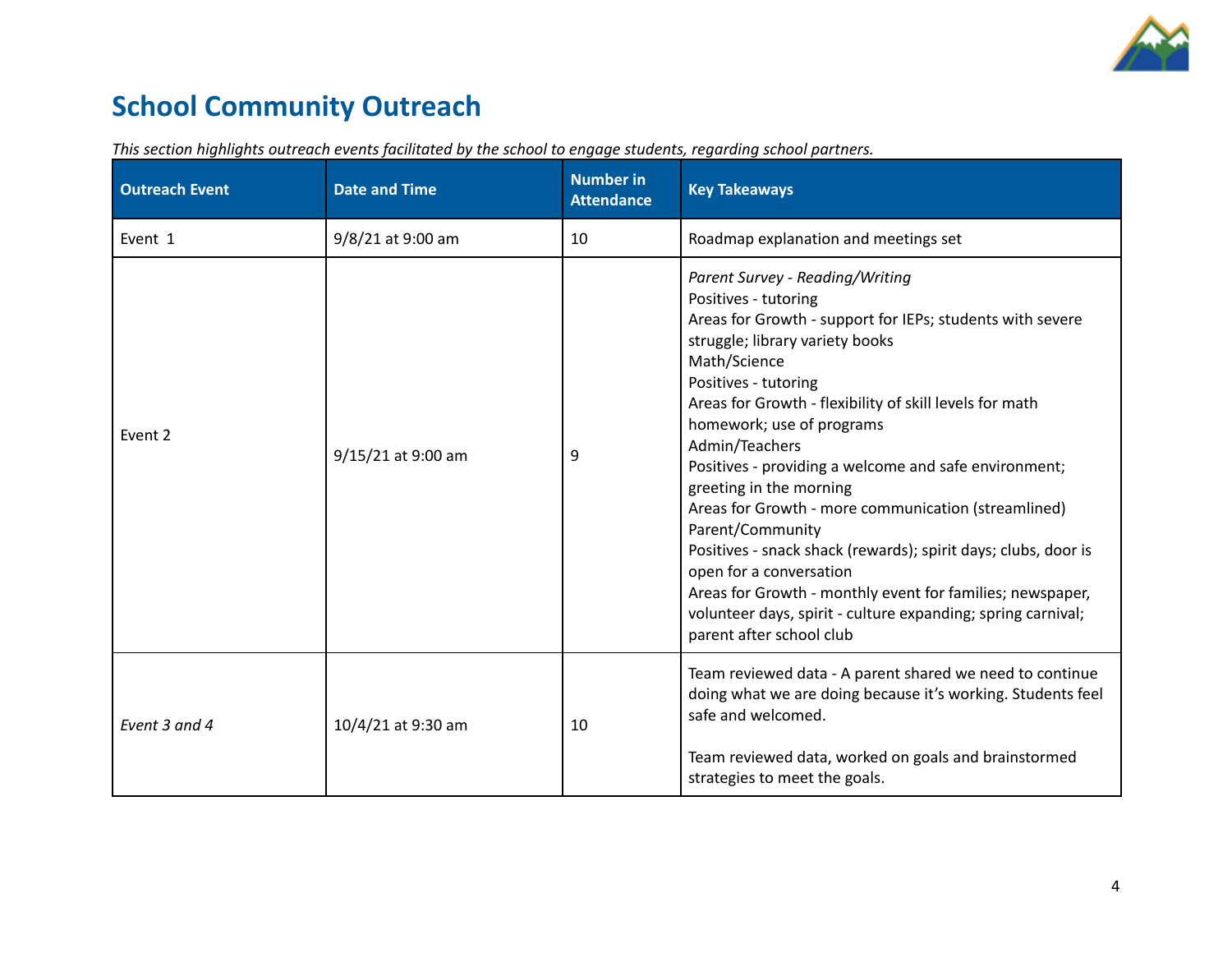## School Community Outreach

*This section highlights outreach events facilitated by the school to engage students, regarding school partners.*

| Outreach Event | Date and Time | Number in Attendance | Key Takeaways |
|---|---|---|---|
| Event 1 | 9/8/21 at 9:00 am | 10 | Roadmap explanation and meetings set |
| Event 2 | 9/15/21 at 9:00 am | 9 | *Parent Survey - Reading/Writing*<br>Positives - tutoring<br>Areas for Growth - support for IEPs; students with severe struggle; library variety books<br>Math/Science<br>Positives - tutoring<br>Areas for Growth - flexibility of skill levels for math homework; use of programs<br>Admin/Teachers<br>Positives - providing a welcome and safe environment; greeting in the morning<br>Areas for Growth - more communication (streamlined)<br>Parent/Community<br>Positives - snack shack (rewards); spirit days; clubs, door is open for a conversation<br>Areas for Growth - monthly event for families; newspaper, volunteer days, spirit - culture expanding; spring carnival; parent after school club |
| *Event 3 and 4* | 10/4/21 at 9:30 am | 10 | Team reviewed data - A parent shared we need to continue doing what we are doing because it's working. Students feel safe and welcomed.<br><br>Team reviewed data, worked on goals and brainstormed strategies to meet the goals. |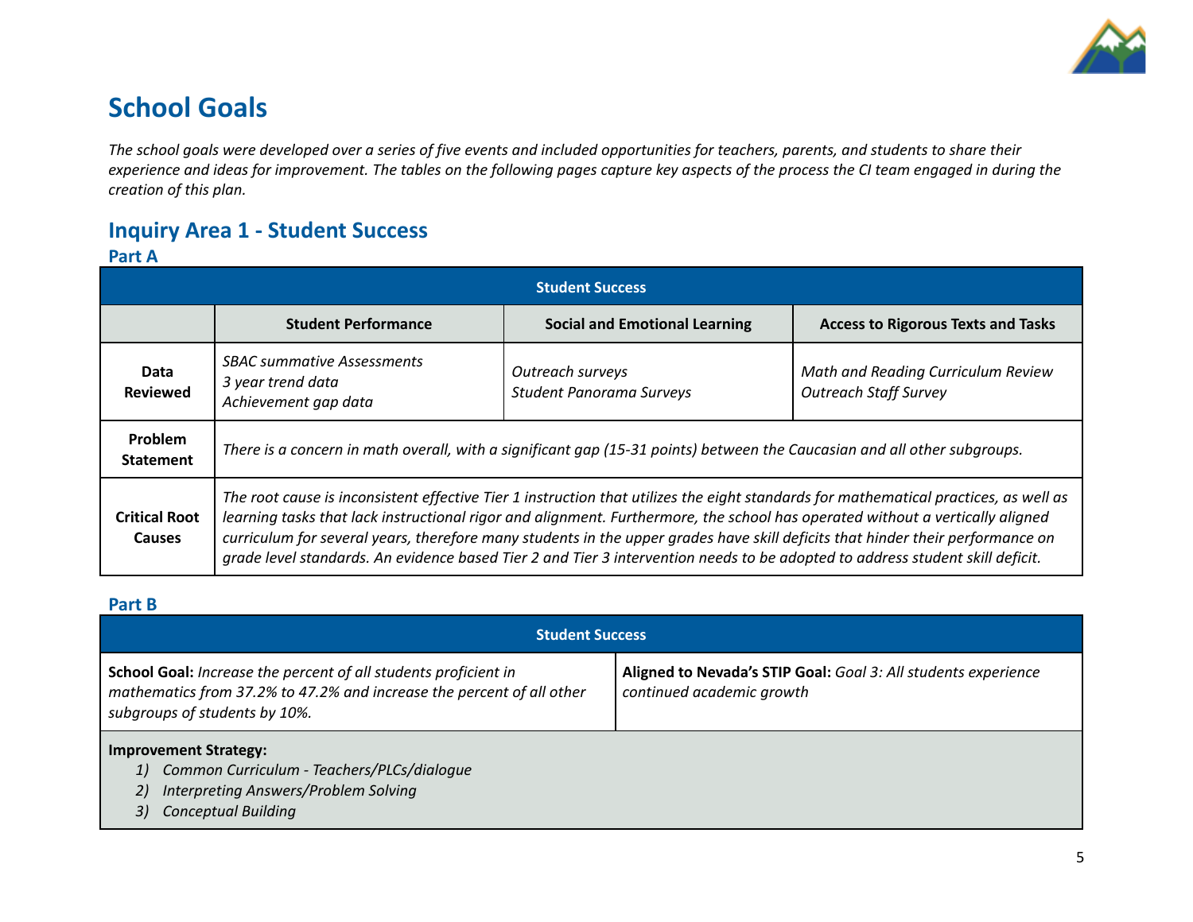# School Goals

*The school goals were developed over a series of five events and included opportunities for teachers, parents, and students to share their experience and ideas for improvement. The tables on the following pages capture key aspects of the process the CI team engaged in during the creation of this plan.*

## Inquiry Area 1 - Student Success

### Part A

| Student Success | | | |
|---|---|---|---|
| | **Student Performance** | **Social and Emotional Learning** | **Access to Rigorous Texts and Tasks** |
| **Data Reviewed** | *SBAC summative Assessments*<br>*3 year trend data*<br>*Achievement gap data* | *Outreach surveys*<br>*Student Panorama Surveys* | *Math and Reading Curriculum Review*<br>*Outreach Staff Survey* |
| **Problem Statement** | *There is a concern in math overall, with a significant gap (15-31 points) between the Caucasian and all other subgroups.* | | |
| **Critical Root Causes** | *The root cause is inconsistent effective Tier 1 instruction that utilizes the eight standards for mathematical practices, as well as learning tasks that lack instructional rigor and alignment. Furthermore, the school has operated without a vertically aligned curriculum for several years, therefore many students in the upper grades have skill deficits that hinder their performance on grade level standards. An evidence based Tier 2 and Tier 3 intervention needs to be adopted to address student skill deficit.* | | |

### Part B

| Student Success | |
|---|---|
| **School Goal:** *Increase the percent of all students proficient in mathematics from 37.2% to 47.2% and increase the percent of all other subgroups of students by 10%.* | **Aligned to Nevada's STIP Goal:** *Goal 3: All students experience continued academic growth* |
| **Improvement Strategy:**<br>1) *Common Curriculum - Teachers/PLCs/dialogue*<br>2) *Interpreting Answers/Problem Solving*<br>3) *Conceptual Building* | |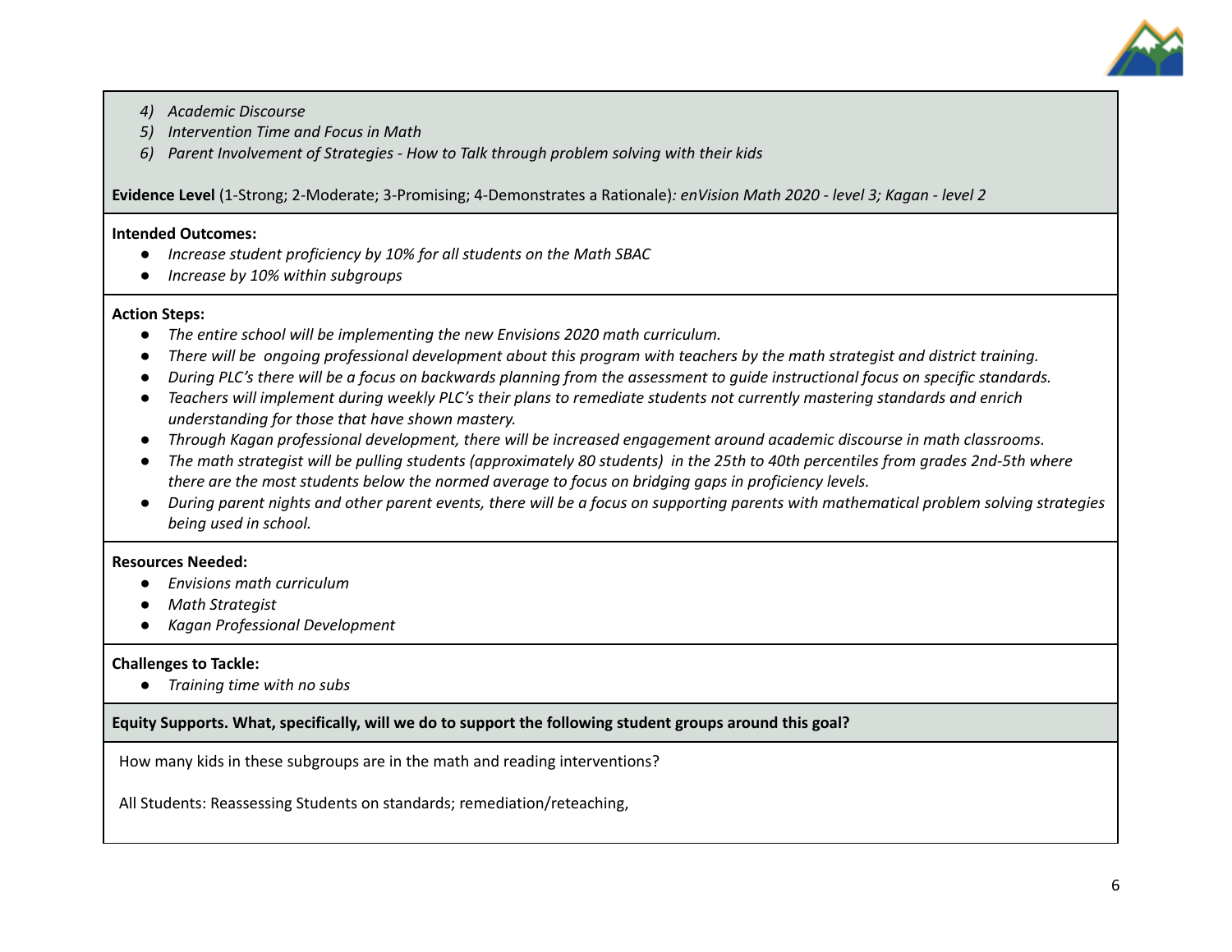4) *Academic Discourse*
5) *Intervention Time and Focus in Math*
6) *Parent Involvement of Strategies - How to Talk through problem solving with their kids*

**Evidence Level** (1-Strong; 2-Moderate; 3-Promising; 4-Demonstrates a Rationale)*: enVision Math 2020 - level 3; Kagan - level 2*

**Intended Outcomes:**

- *Increase student proficiency by 10% for all students on the Math SBAC*
- *Increase by 10% within subgroups*

**Action Steps:**

- *The entire school will be implementing the new Envisions 2020 math curriculum.*
- *There will be ongoing professional development about this program with teachers by the math strategist and district training.*
- *During PLC's there will be a focus on backwards planning from the assessment to guide instructional focus on specific standards.*
- *Teachers will implement during weekly PLC's their plans to remediate students not currently mastering standards and enrich understanding for those that have shown mastery.*
- *Through Kagan professional development, there will be increased engagement around academic discourse in math classrooms.*
- *The math strategist will be pulling students (approximately 80 students) in the 25th to 40th percentiles from grades 2nd-5th where there are the most students below the normed average to focus on bridging gaps in proficiency levels.*
- *During parent nights and other parent events, there will be a focus on supporting parents with mathematical problem solving strategies being used in school.*

**Resources Needed:**

- *Envisions math curriculum*
- *Math Strategist*
- *Kagan Professional Development*

**Challenges to Tackle:**

- *Training time with no subs*

**Equity Supports. What, specifically, will we do to support the following student groups around this goal?**

How many kids in these subgroups are in the math and reading interventions?

All Students: Reassessing Students on standards; remediation/reteaching,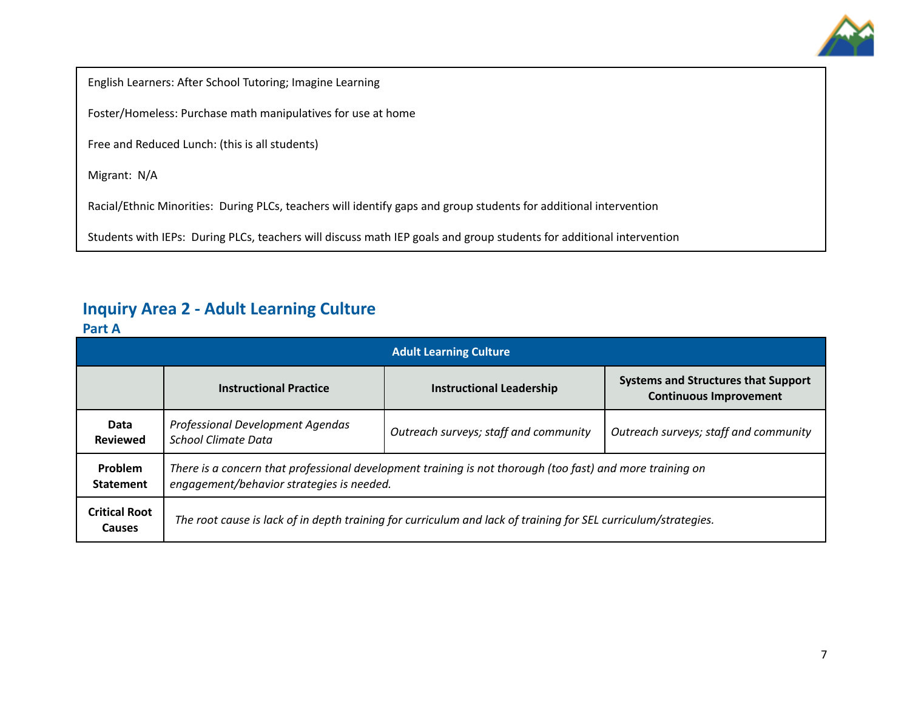English Learners: After School Tutoring; Imagine Learning

Foster/Homeless: Purchase math manipulatives for use at home

Free and Reduced Lunch: (this is all students)

Migrant: N/A

Racial/Ethnic Minorities: During PLCs, teachers will identify gaps and group students for additional intervention

Students with IEPs: During PLCs, teachers will discuss math IEP goals and group students for additional intervention

## Inquiry Area 2 - Adult Learning Culture

### Part A

| Adult Learning Culture | | | |
|---|---|---|---|
| | **Instructional Practice** | **Instructional Leadership** | **Systems and Structures that Support Continuous Improvement** |
| **Data Reviewed** | *Professional Development Agendas*<br>*School Climate Data* | *Outreach surveys; staff and community* | *Outreach surveys; staff and community* |
| **Problem Statement** | *There is a concern that professional development training is not thorough (too fast) and more training on engagement/behavior strategies is needed.* | | |
| **Critical Root Causes** | *The root cause is lack of in depth training for curriculum and lack of training for SEL curriculum/strategies.* | | |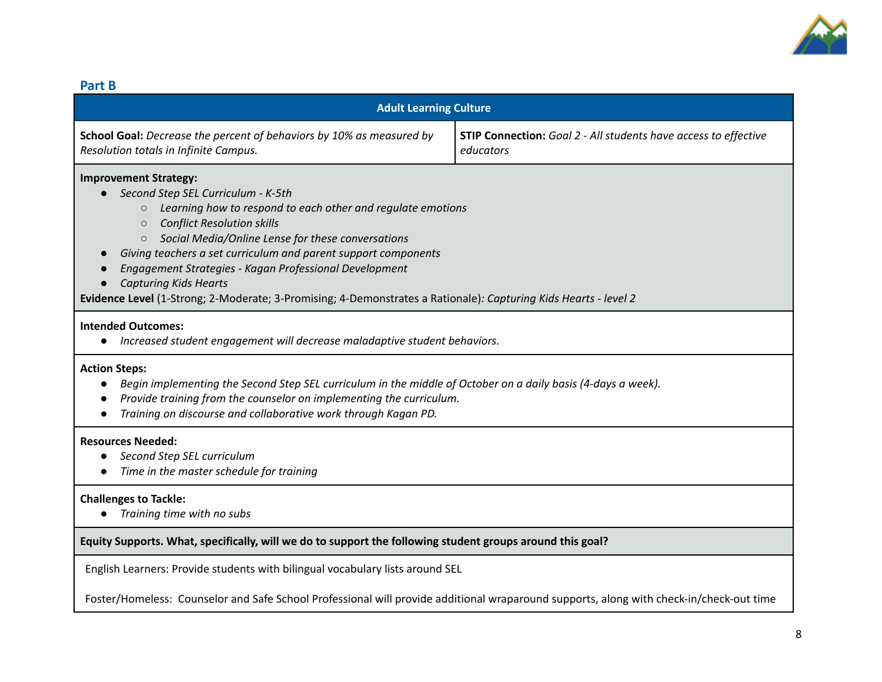## Part B

**Adult Learning Culture**

**School Goal:** *Decrease the percent of behaviors by 10% as measured by Resolution totals in Infinite Campus.*

**STIP Connection:** *Goal 2 - All students have access to effective educators*

**Improvement Strategy:**

- *Second Step SEL Curriculum - K-5th*
  - *Learning how to respond to each other and regulate emotions*
  - *Conflict Resolution skills*
  - *Social Media/Online Lense for these conversations*
- *Giving teachers a set curriculum and parent support components*
- *Engagement Strategies - Kagan Professional Development*
- *Capturing Kids Hearts*

**Evidence Level** (1-Strong; 2-Moderate; 3-Promising; 4-Demonstrates a Rationale)*: Capturing Kids Hearts - level 2*

**Intended Outcomes:**

- *Increased student engagement will decrease maladaptive student behaviors.*

**Action Steps:**

- *Begin implementing the Second Step SEL curriculum in the middle of October on a daily basis (4-days a week).*
- *Provide training from the counselor on implementing the curriculum.*
- *Training on discourse and collaborative work through Kagan PD.*

**Resources Needed:**

- *Second Step SEL curriculum*
- *Time in the master schedule for training*

**Challenges to Tackle:**

- *Training time with no subs*

**Equity Supports. What, specifically, will we do to support the following student groups around this goal?**

English Learners: Provide students with bilingual vocabulary lists around SEL

Foster/Homeless: Counselor and Safe School Professional will provide additional wraparound supports, along with check-in/check-out time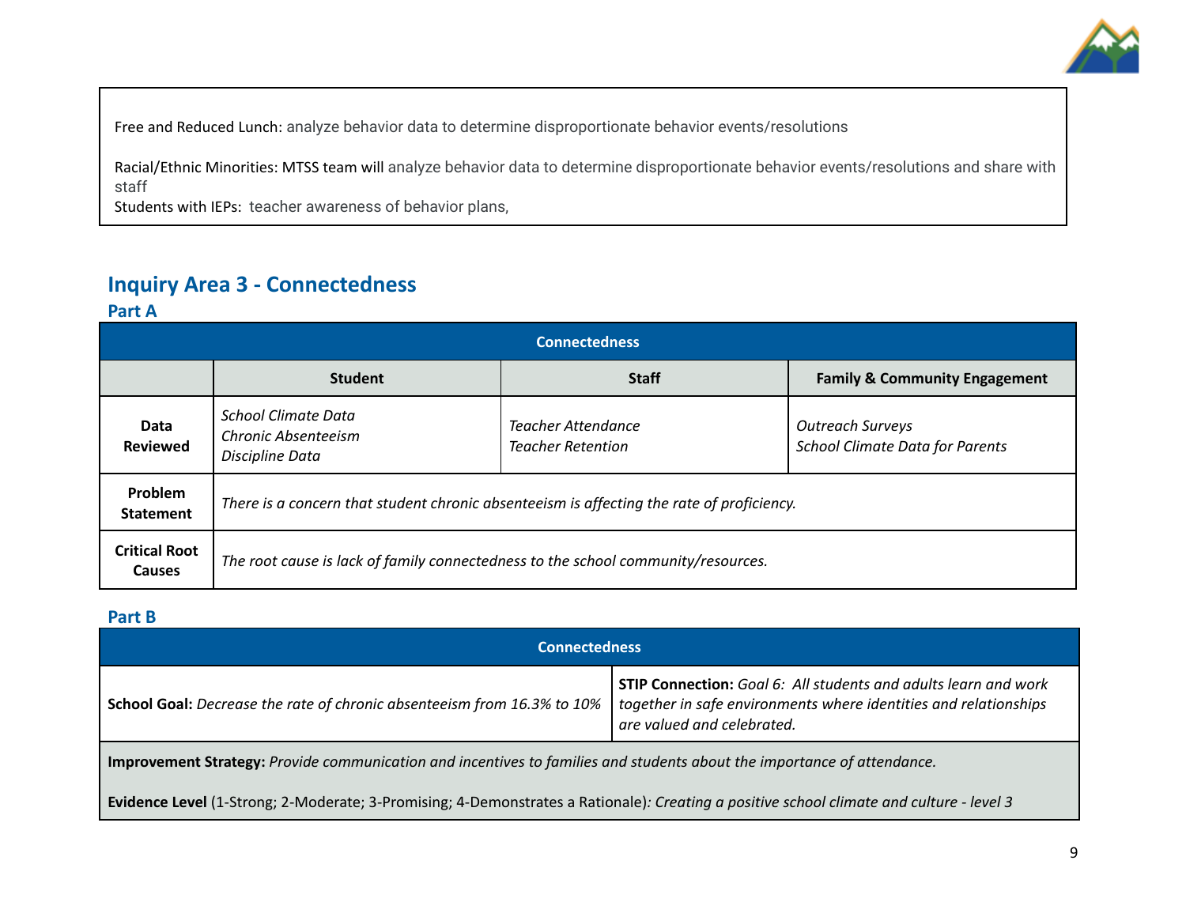Free and Reduced Lunch: analyze behavior data to determine disproportionate behavior events/resolutions

Racial/Ethnic Minorities: MTSS team will analyze behavior data to determine disproportionate behavior events/resolutions and share with staff
Students with IEPs: teacher awareness of behavior plans,

## Inquiry Area 3 - Connectedness

### Part A

| Connectedness | | | |
|---|---|---|---|
| | **Student** | **Staff** | **Family & Community Engagement** |
| **Data Reviewed** | *School Climate Data*<br>*Chronic Absenteeism*<br>*Discipline Data* | *Teacher Attendance*<br>*Teacher Retention* | *Outreach Surveys*<br>*School Climate Data for Parents* |
| **Problem Statement** | *There is a concern that student chronic absenteeism is affecting the rate of proficiency.* | | |
| **Critical Root Causes** | *The root cause is lack of family connectedness to the school community/resources.* | | |

### Part B

| Connectedness | |
|---|---|
| **School Goal:** *Decrease the rate of chronic absenteeism from 16.3% to 10%* | **STIP Connection:** *Goal 6: All students and adults learn and work together in safe environments where identities and relationships are valued and celebrated.* |
| **Improvement Strategy:** *Provide communication and incentives to families and students about the importance of attendance.*<br><br>**Evidence Level** (1-Strong; 2-Moderate; 3-Promising; 4-Demonstrates a Rationale)*: Creating a positive school climate and culture - level 3* | |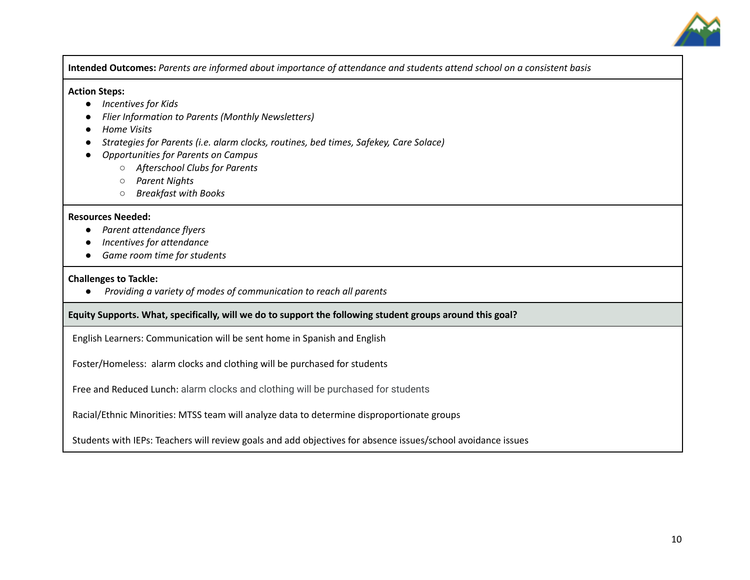**Intended Outcomes:** *Parents are informed about importance of attendance and students attend school on a consistent basis*

**Action Steps:**

- *Incentives for Kids*
- *Flier Information to Parents (Monthly Newsletters)*
- *Home Visits*
- *Strategies for Parents (i.e. alarm clocks, routines, bed times, Safekey, Care Solace)*
- *Opportunities for Parents on Campus*
  - *Afterschool Clubs for Parents*
  - *Parent Nights*
  - *Breakfast with Books*

**Resources Needed:**

- *Parent attendance flyers*
- *Incentives for attendance*
- *Game room time for students*

**Challenges to Tackle:**

- *Providing a variety of modes of communication to reach all parents*

**Equity Supports. What, specifically, will we do to support the following student groups around this goal?**

English Learners: Communication will be sent home in Spanish and English

Foster/Homeless: alarm clocks and clothing will be purchased for students

Free and Reduced Lunch: alarm clocks and clothing will be purchased for students

Racial/Ethnic Minorities: MTSS team will analyze data to determine disproportionate groups

Students with IEPs: Teachers will review goals and add objectives for absence issues/school avoidance issues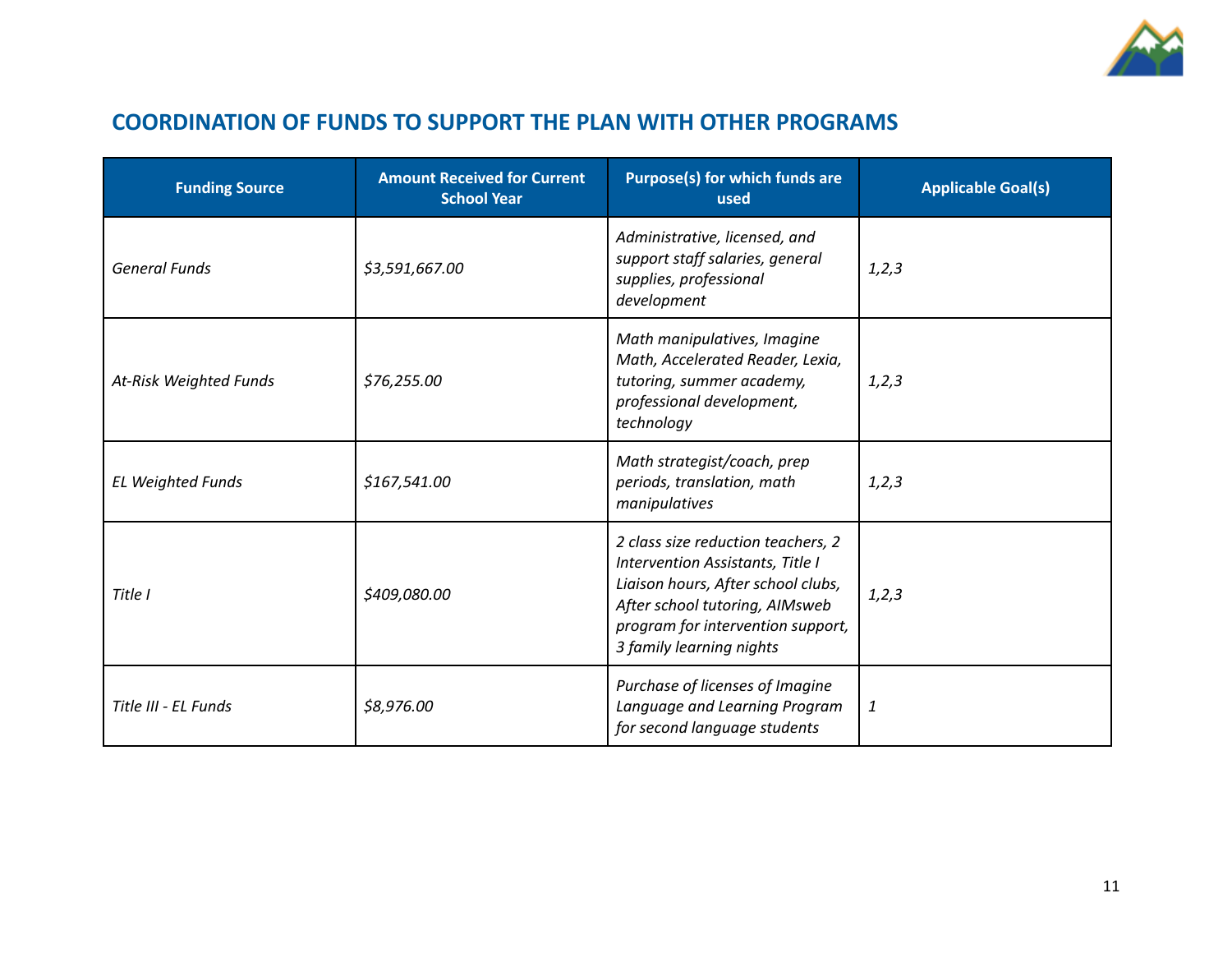## COORDINATION OF FUNDS TO SUPPORT THE PLAN WITH OTHER PROGRAMS

| Funding Source | Amount Received for Current School Year | Purpose(s) for which funds are used | Applicable Goal(s) |
|---|---|---|---|
| *General Funds* | *$3,591,667.00* | *Administrative, licensed, and support staff salaries, general supplies, professional development* | *1,2,3* |
| *At-Risk Weighted Funds* | *$76,255.00* | *Math manipulatives, Imagine Math, Accelerated Reader, Lexia, tutoring, summer academy, professional development, technology* | *1,2,3* |
| *EL Weighted Funds* | *$167,541.00* | *Math strategist/coach, prep periods, translation, math manipulatives* | *1,2,3* |
| *Title I* | *$409,080.00* | *2 class size reduction teachers, 2 Intervention Assistants, Title I Liaison hours, After school clubs, After school tutoring, AIMsweb program for intervention support, 3 family learning nights* | *1,2,3* |
| *Title III - EL Funds* | *$8,976.00* | *Purchase of licenses of Imagine Language and Learning Program for second language students* | *1* |